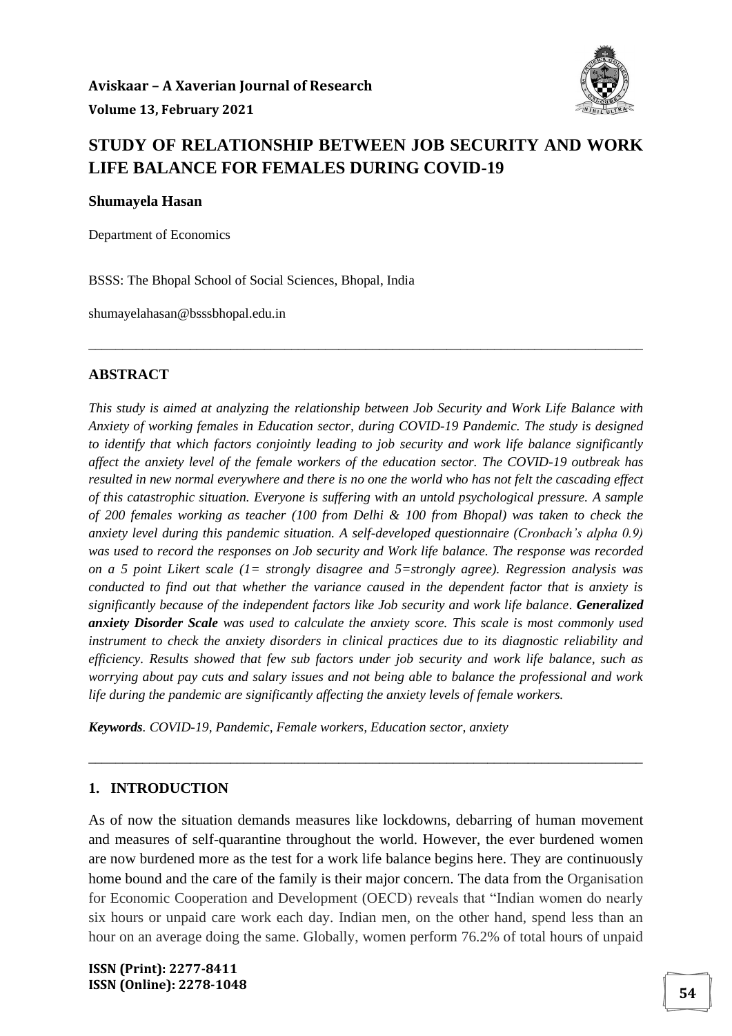# STUDY OF RELATIONSHIP BETWEEN JOB SECURITY AND WORK LIFE BALANCE FOR FEMALES DURING COVID-19

**Shumayela Hasan**

Department of Economics

BSSS: The Bhopal School of Social Sciences, Bhopal, India

shumayelahasan@bsssbhopal.edu.in

---

## ABSTRACT

*This study is aimed at analyzing the relationship between Job Security and Work Life Balance with Anxiety of working females in Education sector, during COVID-19 Pandemic. The study is designed to identify that which factors conjointly leading to job security and work life balance significantly affect the anxiety level of the female workers of the education sector. The COVID-19 outbreak has resulted in new normal everywhere and there is no one the world who has not felt the cascading effect of this catastrophic situation. Everyone is suffering with an untold psychological pressure. A sample of 200 females working as teacher (100 from Delhi & 100 from Bhopal) was taken to check the anxiety level during this pandemic situation. A self-developed questionnaire (Cronbach's alpha 0.9) was used to record the responses on Job security and Work life balance. The response was recorded on a 5 point Likert scale (1= strongly disagree and 5=strongly agree). Regression analysis was conducted to find out that whether the variance caused in the dependent factor that is anxiety is significantly because of the independent factors like Job security and work life balance.* ***Generalized anxiety Disorder Scale*** *was used to calculate the anxiety score. This scale is most commonly used instrument to check the anxiety disorders in clinical practices due to its diagnostic reliability and efficiency. Results showed that few sub factors under job security and work life balance, such as worrying about pay cuts and salary issues and not being able to balance the professional and work life during the pandemic are significantly affecting the anxiety levels of female workers.*

***Keywords****. COVID-19, Pandemic, Female workers, Education sector, anxiety*

---

## 1. INTRODUCTION

As of now the situation demands measures like lockdowns, debarring of human movement and measures of self-quarantine throughout the world. However, the ever burdened women are now burdened more as the test for a work life balance begins here. They are continuously home bound and the care of the family is their major concern. The data from the Organisation for Economic Cooperation and Development (OECD) reveals that "Indian women do nearly six hours or unpaid care work each day. Indian men, on the other hand, spend less than an hour on an average doing the same. Globally, women perform 76.2% of total hours of unpaid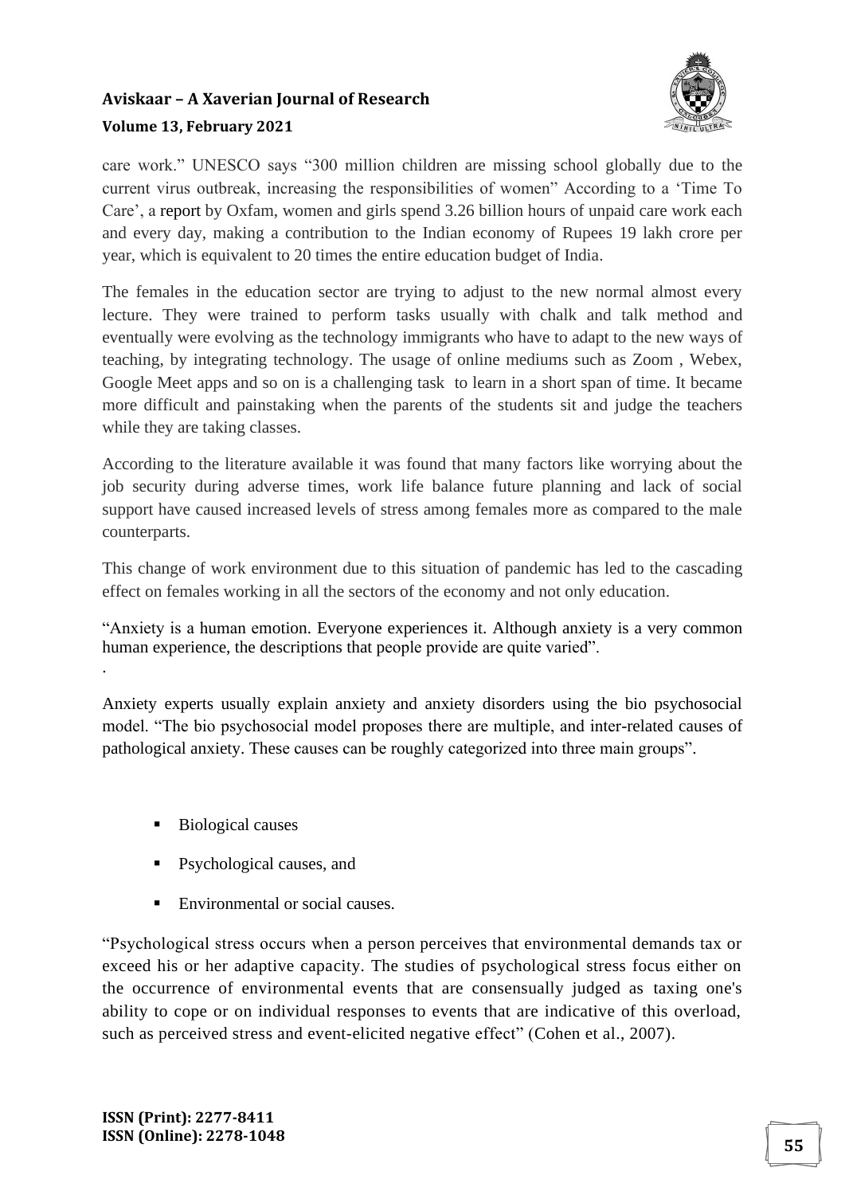care work." UNESCO says "300 million children are missing school globally due to the current virus outbreak, increasing the responsibilities of women" According to a 'Time To Care', a report by Oxfam, women and girls spend 3.26 billion hours of unpaid care work each and every day, making a contribution to the Indian economy of Rupees 19 lakh crore per year, which is equivalent to 20 times the entire education budget of India.

The females in the education sector are trying to adjust to the new normal almost every lecture. They were trained to perform tasks usually with chalk and talk method and eventually were evolving as the technology immigrants who have to adapt to the new ways of teaching, by integrating technology. The usage of online mediums such as Zoom , Webex, Google Meet apps and so on is a challenging task to learn in a short span of time. It became more difficult and painstaking when the parents of the students sit and judge the teachers while they are taking classes.

According to the literature available it was found that many factors like worrying about the job security during adverse times, work life balance future planning and lack of social support have caused increased levels of stress among females more as compared to the male counterparts.

This change of work environment due to this situation of pandemic has led to the cascading effect on females working in all the sectors of the economy and not only education.

"Anxiety is a human emotion. Everyone experiences it. Although anxiety is a very common human experience, the descriptions that people provide are quite varied".

.

Anxiety experts usually explain anxiety and anxiety disorders using the bio psychosocial model. "The bio psychosocial model proposes there are multiple, and inter-related causes of pathological anxiety. These causes can be roughly categorized into three main groups".

- Biological causes
- Psychological causes, and
- Environmental or social causes.

"Psychological stress occurs when a person perceives that environmental demands tax or exceed his or her adaptive capacity. The studies of psychological stress focus either on the occurrence of environmental events that are consensually judged as taxing one's ability to cope or on individual responses to events that are indicative of this overload, such as perceived stress and event-elicited negative effect" (Cohen et al., 2007).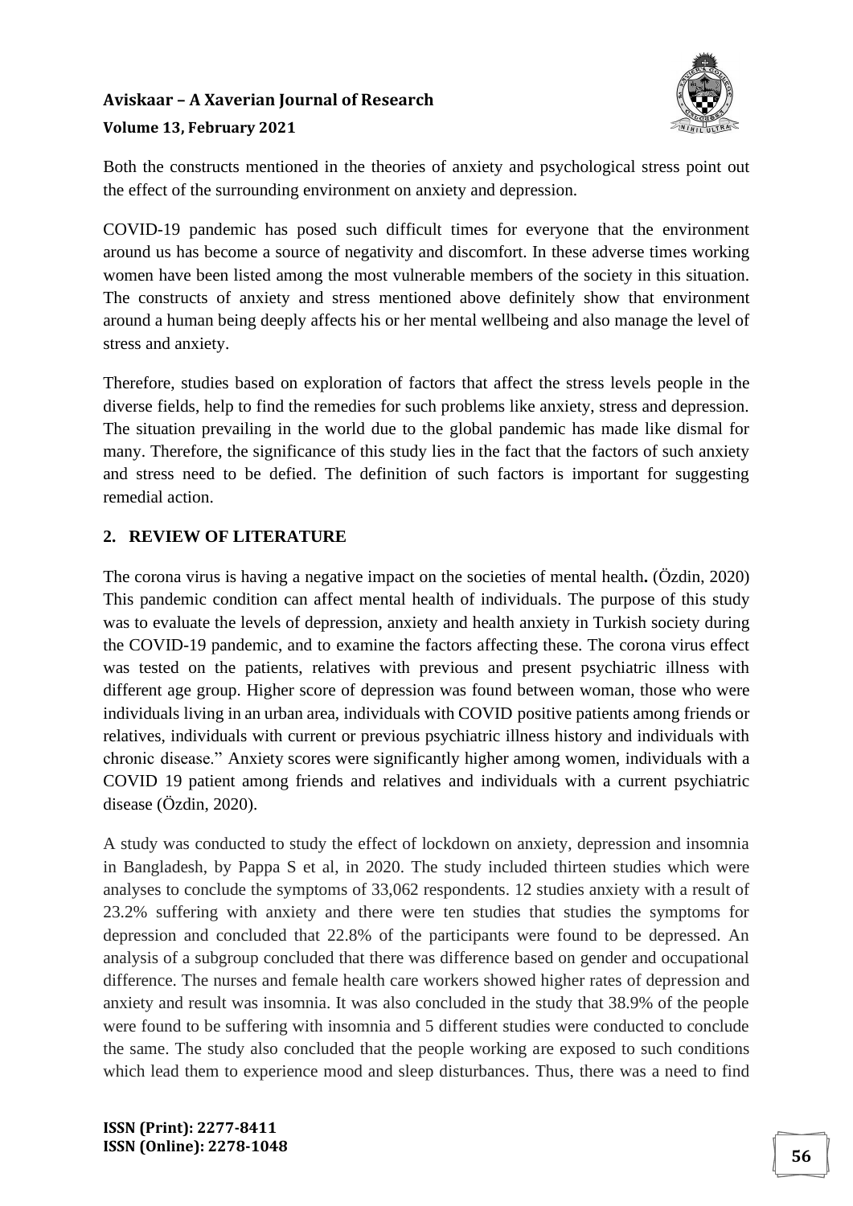Both the constructs mentioned in the theories of anxiety and psychological stress point out the effect of the surrounding environment on anxiety and depression.

COVID-19 pandemic has posed such difficult times for everyone that the environment around us has become a source of negativity and discomfort. In these adverse times working women have been listed among the most vulnerable members of the society in this situation. The constructs of anxiety and stress mentioned above definitely show that environment around a human being deeply affects his or her mental wellbeing and also manage the level of stress and anxiety.

Therefore, studies based on exploration of factors that affect the stress levels people in the diverse fields, help to find the remedies for such problems like anxiety, stress and depression. The situation prevailing in the world due to the global pandemic has made like dismal for many. Therefore, the significance of this study lies in the fact that the factors of such anxiety and stress need to be defied. The definition of such factors is important for suggesting remedial action.

## 2. REVIEW OF LITERATURE

The corona virus is having a negative impact on the societies of mental health**.** (Özdin, 2020) This pandemic condition can affect mental health of individuals. The purpose of this study was to evaluate the levels of depression, anxiety and health anxiety in Turkish society during the COVID-19 pandemic, and to examine the factors affecting these. The corona virus effect was tested on the patients, relatives with previous and present psychiatric illness with different age group. Higher score of depression was found between woman, those who were individuals living in an urban area, individuals with COVID positive patients among friends or relatives, individuals with current or previous psychiatric illness history and individuals with chronic disease." Anxiety scores were significantly higher among women, individuals with a COVID 19 patient among friends and relatives and individuals with a current psychiatric disease (Özdin, 2020).

A study was conducted to study the effect of lockdown on anxiety, depression and insomnia in Bangladesh, by Pappa S et al, in 2020. The study included thirteen studies which were analyses to conclude the symptoms of 33,062 respondents. 12 studies anxiety with a result of 23.2% suffering with anxiety and there were ten studies that studies the symptoms for depression and concluded that 22.8% of the participants were found to be depressed. An analysis of a subgroup concluded that there was difference based on gender and occupational difference. The nurses and female health care workers showed higher rates of depression and anxiety and result was insomnia. It was also concluded in the study that 38.9% of the people were found to be suffering with insomnia and 5 different studies were conducted to conclude the same. The study also concluded that the people working are exposed to such conditions which lead them to experience mood and sleep disturbances. Thus, there was a need to find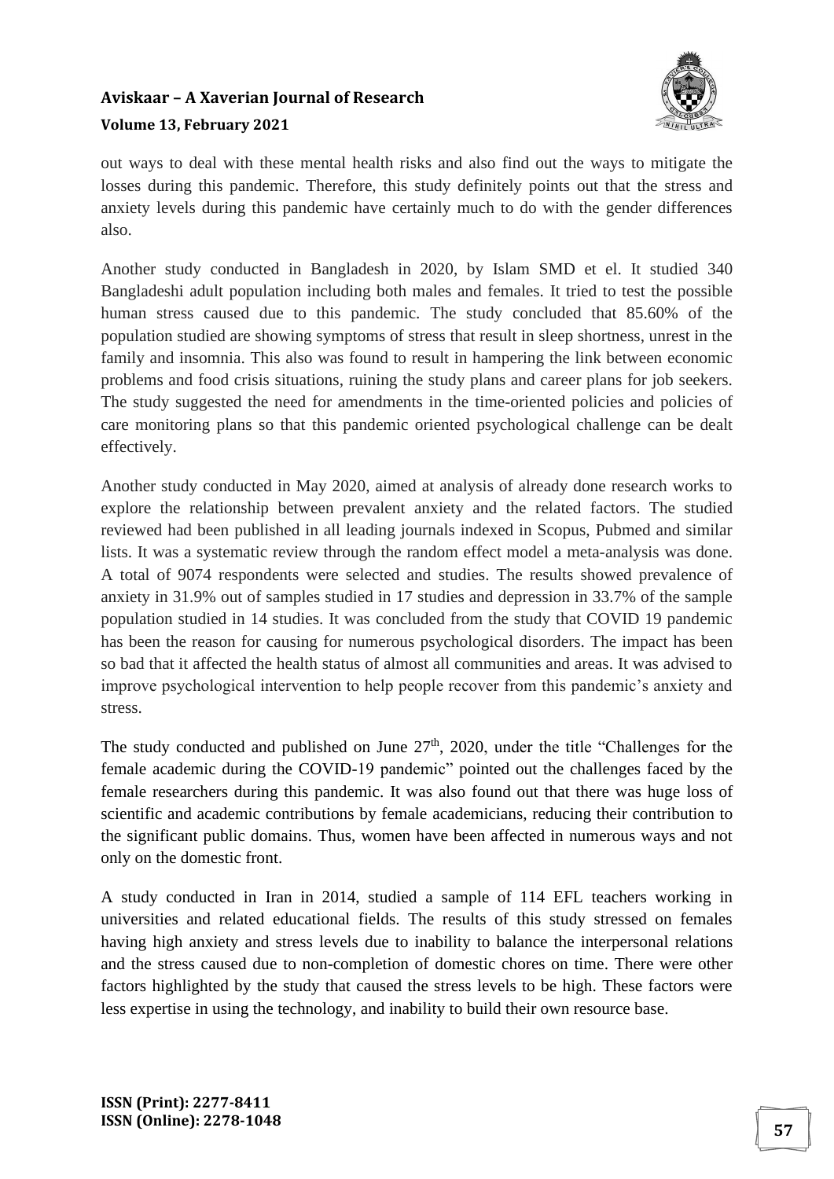out ways to deal with these mental health risks and also find out the ways to mitigate the losses during this pandemic. Therefore, this study definitely points out that the stress and anxiety levels during this pandemic have certainly much to do with the gender differences also.

Another study conducted in Bangladesh in 2020, by Islam SMD et el. It studied 340 Bangladeshi adult population including both males and females. It tried to test the possible human stress caused due to this pandemic. The study concluded that 85.60% of the population studied are showing symptoms of stress that result in sleep shortness, unrest in the family and insomnia. This also was found to result in hampering the link between economic problems and food crisis situations, ruining the study plans and career plans for job seekers. The study suggested the need for amendments in the time-oriented policies and policies of care monitoring plans so that this pandemic oriented psychological challenge can be dealt effectively.

Another study conducted in May 2020, aimed at analysis of already done research works to explore the relationship between prevalent anxiety and the related factors. The studied reviewed had been published in all leading journals indexed in Scopus, Pubmed and similar lists. It was a systematic review through the random effect model a meta-analysis was done. A total of 9074 respondents were selected and studies. The results showed prevalence of anxiety in 31.9% out of samples studied in 17 studies and depression in 33.7% of the sample population studied in 14 studies. It was concluded from the study that COVID 19 pandemic has been the reason for causing for numerous psychological disorders. The impact has been so bad that it affected the health status of almost all communities and areas. It was advised to improve psychological intervention to help people recover from this pandemic's anxiety and stress.

The study conducted and published on June 27th, 2020, under the title "Challenges for the female academic during the COVID-19 pandemic" pointed out the challenges faced by the female researchers during this pandemic. It was also found out that there was huge loss of scientific and academic contributions by female academicians, reducing their contribution to the significant public domains. Thus, women have been affected in numerous ways and not only on the domestic front.

A study conducted in Iran in 2014, studied a sample of 114 EFL teachers working in universities and related educational fields. The results of this study stressed on females having high anxiety and stress levels due to inability to balance the interpersonal relations and the stress caused due to non-completion of domestic chores on time. There were other factors highlighted by the study that caused the stress levels to be high. These factors were less expertise in using the technology, and inability to build their own resource base.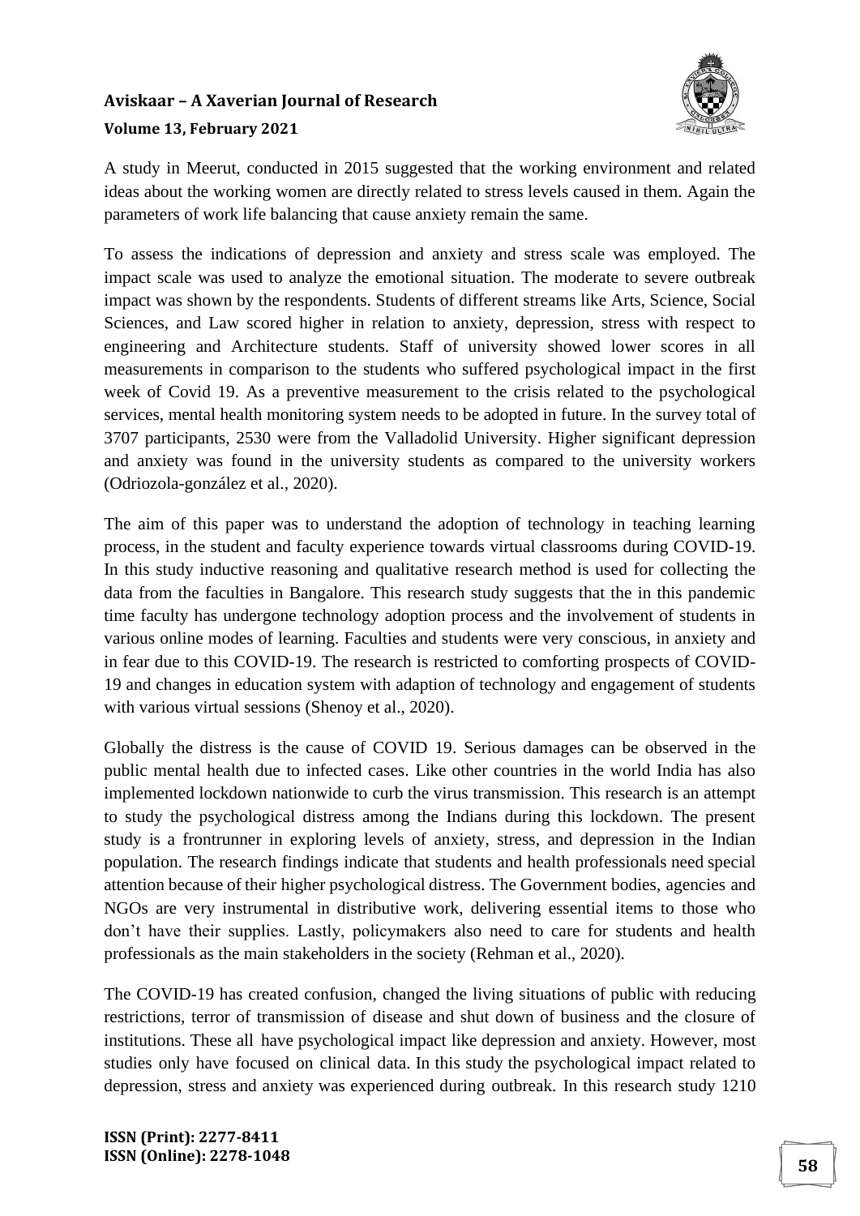A study in Meerut, conducted in 2015 suggested that the working environment and related ideas about the working women are directly related to stress levels caused in them. Again the parameters of work life balancing that cause anxiety remain the same.

To assess the indications of depression and anxiety and stress scale was employed. The impact scale was used to analyze the emotional situation. The moderate to severe outbreak impact was shown by the respondents. Students of different streams like Arts, Science, Social Sciences, and Law scored higher in relation to anxiety, depression, stress with respect to engineering and Architecture students. Staff of university showed lower scores in all measurements in comparison to the students who suffered psychological impact in the first week of Covid 19. As a preventive measurement to the crisis related to the psychological services, mental health monitoring system needs to be adopted in future. In the survey total of 3707 participants, 2530 were from the Valladolid University. Higher significant depression and anxiety was found in the university students as compared to the university workers (Odriozola-gonzález et al., 2020).

The aim of this paper was to understand the adoption of technology in teaching learning process, in the student and faculty experience towards virtual classrooms during COVID-19. In this study inductive reasoning and qualitative research method is used for collecting the data from the faculties in Bangalore. This research study suggests that the in this pandemic time faculty has undergone technology adoption process and the involvement of students in various online modes of learning. Faculties and students were very conscious, in anxiety and in fear due to this COVID-19. The research is restricted to comforting prospects of COVID-19 and changes in education system with adaption of technology and engagement of students with various virtual sessions (Shenoy et al., 2020).

Globally the distress is the cause of COVID 19. Serious damages can be observed in the public mental health due to infected cases. Like other countries in the world India has also implemented lockdown nationwide to curb the virus transmission. This research is an attempt to study the psychological distress among the Indians during this lockdown. The present study is a frontrunner in exploring levels of anxiety, stress, and depression in the Indian population. The research findings indicate that students and health professionals need special attention because of their higher psychological distress. The Government bodies, agencies and NGOs are very instrumental in distributive work, delivering essential items to those who don't have their supplies. Lastly, policymakers also need to care for students and health professionals as the main stakeholders in the society (Rehman et al., 2020).

The COVID-19 has created confusion, changed the living situations of public with reducing restrictions, terror of transmission of disease and shut down of business and the closure of institutions. These all have psychological impact like depression and anxiety. However, most studies only have focused on clinical data. In this study the psychological impact related to depression, stress and anxiety was experienced during outbreak. In this research study 1210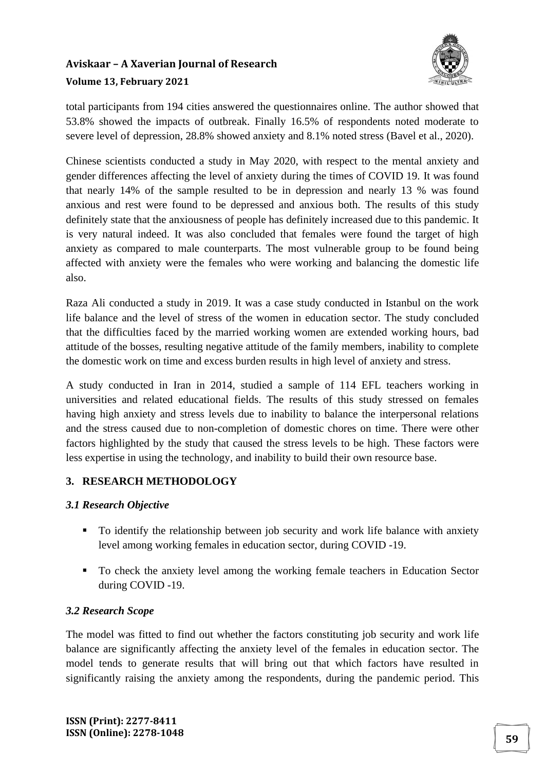total participants from 194 cities answered the questionnaires online. The author showed that 53.8% showed the impacts of outbreak. Finally 16.5% of respondents noted moderate to severe level of depression, 28.8% showed anxiety and 8.1% noted stress (Bavel et al., 2020).

Chinese scientists conducted a study in May 2020, with respect to the mental anxiety and gender differences affecting the level of anxiety during the times of COVID 19. It was found that nearly 14% of the sample resulted to be in depression and nearly 13 % was found anxious and rest were found to be depressed and anxious both. The results of this study definitely state that the anxiousness of people has definitely increased due to this pandemic. It is very natural indeed. It was also concluded that females were found the target of high anxiety as compared to male counterparts. The most vulnerable group to be found being affected with anxiety were the females who were working and balancing the domestic life also.

Raza Ali conducted a study in 2019. It was a case study conducted in Istanbul on the work life balance and the level of stress of the women in education sector. The study concluded that the difficulties faced by the married working women are extended working hours, bad attitude of the bosses, resulting negative attitude of the family members, inability to complete the domestic work on time and excess burden results in high level of anxiety and stress.

A study conducted in Iran in 2014, studied a sample of 114 EFL teachers working in universities and related educational fields. The results of this study stressed on females having high anxiety and stress levels due to inability to balance the interpersonal relations and the stress caused due to non-completion of domestic chores on time. There were other factors highlighted by the study that caused the stress levels to be high. These factors were less expertise in using the technology, and inability to build their own resource base.

## 3. RESEARCH METHODOLOGY

### *3.1 Research Objective*

- To identify the relationship between job security and work life balance with anxiety level among working females in education sector, during COVID -19.
- To check the anxiety level among the working female teachers in Education Sector during COVID -19.

### *3.2 Research Scope*

The model was fitted to find out whether the factors constituting job security and work life balance are significantly affecting the anxiety level of the females in education sector. The model tends to generate results that will bring out that which factors have resulted in significantly raising the anxiety among the respondents, during the pandemic period. This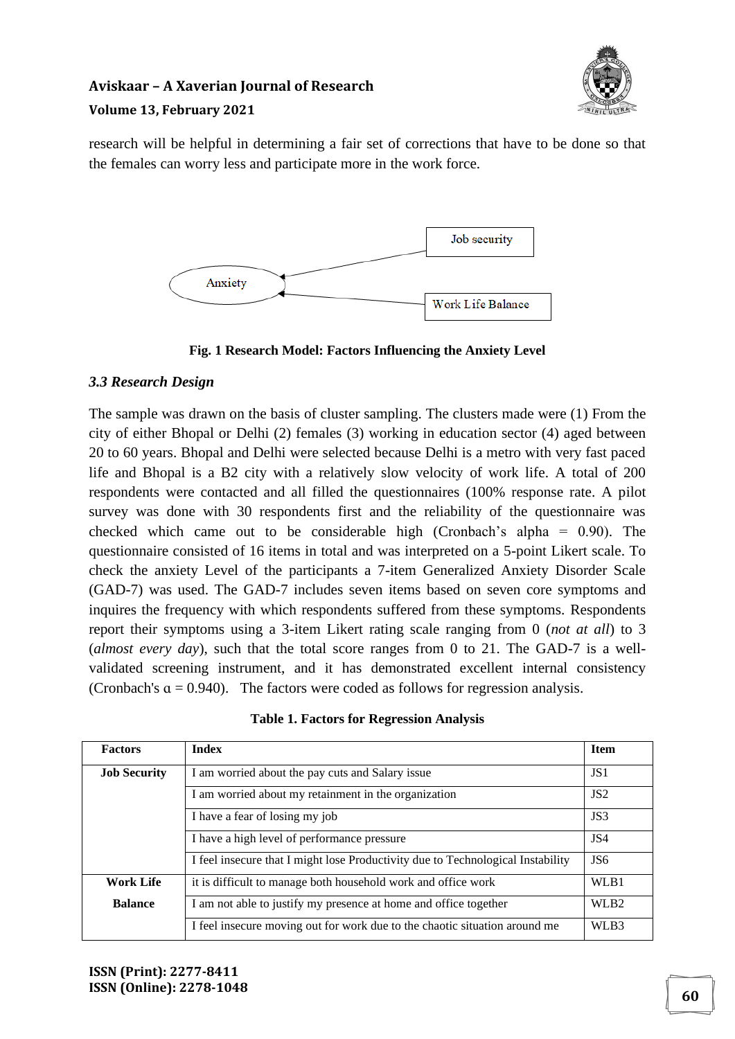research will be helpful in determining a fair set of corrections that have to be done so that the females can worry less and participate more in the work force.

Job security

Anxiety

Work Life Balance

**Fig. 1 Research Model: Factors Influencing the Anxiety Level**

### *3.3 Research Design*

The sample was drawn on the basis of cluster sampling. The clusters made were (1) From the city of either Bhopal or Delhi (2) females (3) working in education sector (4) aged between 20 to 60 years. Bhopal and Delhi were selected because Delhi is a metro with very fast paced life and Bhopal is a B2 city with a relatively slow velocity of work life. A total of 200 respondents were contacted and all filled the questionnaires (100% response rate. A pilot survey was done with 30 respondents first and the reliability of the questionnaire was checked which came out to be considerable high (Cronbach's alpha = 0.90). The questionnaire consisted of 16 items in total and was interpreted on a 5-point Likert scale. To check the anxiety Level of the participants a 7-item Generalized Anxiety Disorder Scale (GAD-7) was used. The GAD-7 includes seven items based on seven core symptoms and inquires the frequency with which respondents suffered from these symptoms. Respondents report their symptoms using a 3-item Likert rating scale ranging from 0 (*not at all*) to 3 (*almost every day*), such that the total score ranges from 0 to 21. The GAD-7 is a well-validated screening instrument, and it has demonstrated excellent internal consistency (Cronbach's α = 0.940). The factors were coded as follows for regression analysis.

**Table 1. Factors for Regression Analysis**

| Factors | Index | Item |
|---|---|---|
| **Job Security** | I am worried about the pay cuts and Salary issue | JS1 |
| | I am worried about my retainment in the organization | JS2 |
| | I have a fear of losing my job | JS3 |
| | I have a high level of performance pressure | JS4 |
| | I feel insecure that I might lose Productivity due to Technological Instability | JS6 |
| **Work Life Balance** | it is difficult to manage both household work and office work | WLB1 |
| | I am not able to justify my presence at home and office together | WLB2 |
| | I feel insecure moving out for work due to the chaotic situation around me | WLB3 |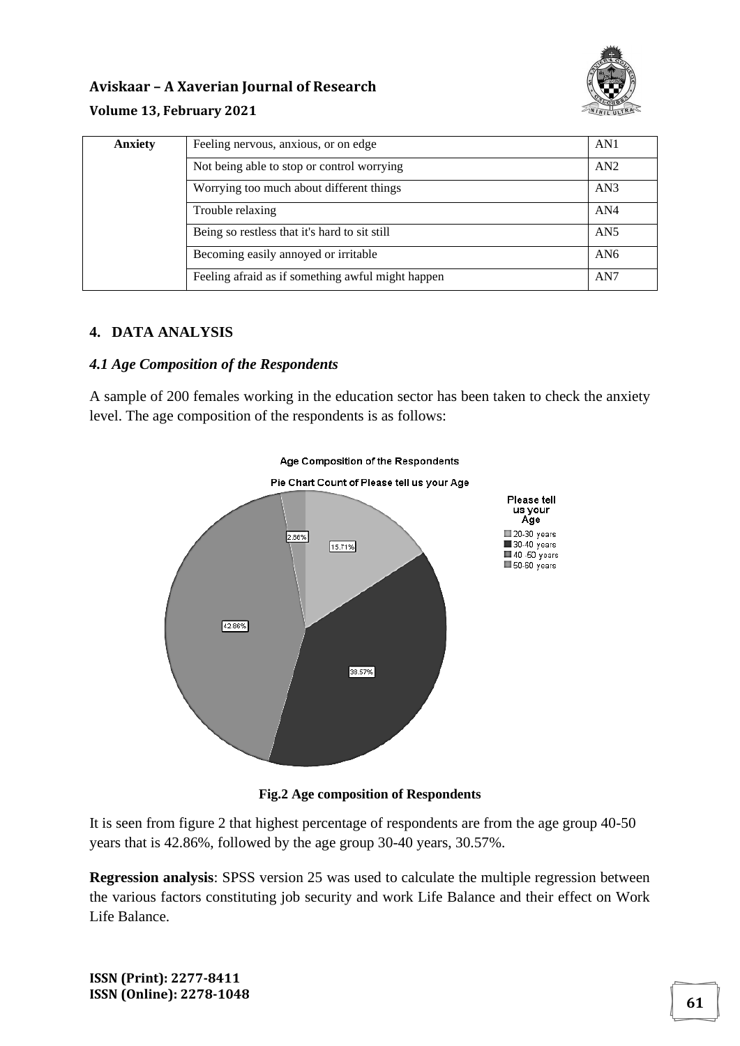| Anxiety | Feeling nervous, anxious, or on edge | AN1 |
|---|---|---|
| | Not being able to stop or control worrying | AN2 |
| | Worrying too much about different things | AN3 |
| | Trouble relaxing | AN4 |
| | Being so restless that it's hard to sit still | AN5 |
| | Becoming easily annoyed or irritable | AN6 |
| | Feeling afraid as if something awful might happen | AN7 |

## 4. DATA ANALYSIS

### *4.1 Age Composition of the Respondents*

A sample of 200 females working in the education sector has been taken to check the anxiety level. The age composition of the respondents is as follows:

**Fig.2 Age composition of Respondents**

It is seen from figure 2 that highest percentage of respondents are from the age group 40-50 years that is 42.86%, followed by the age group 30-40 years, 30.57%.

**Regression analysis**: SPSS version 25 was used to calculate the multiple regression between the various factors constituting job security and work Life Balance and their effect on Work Life Balance.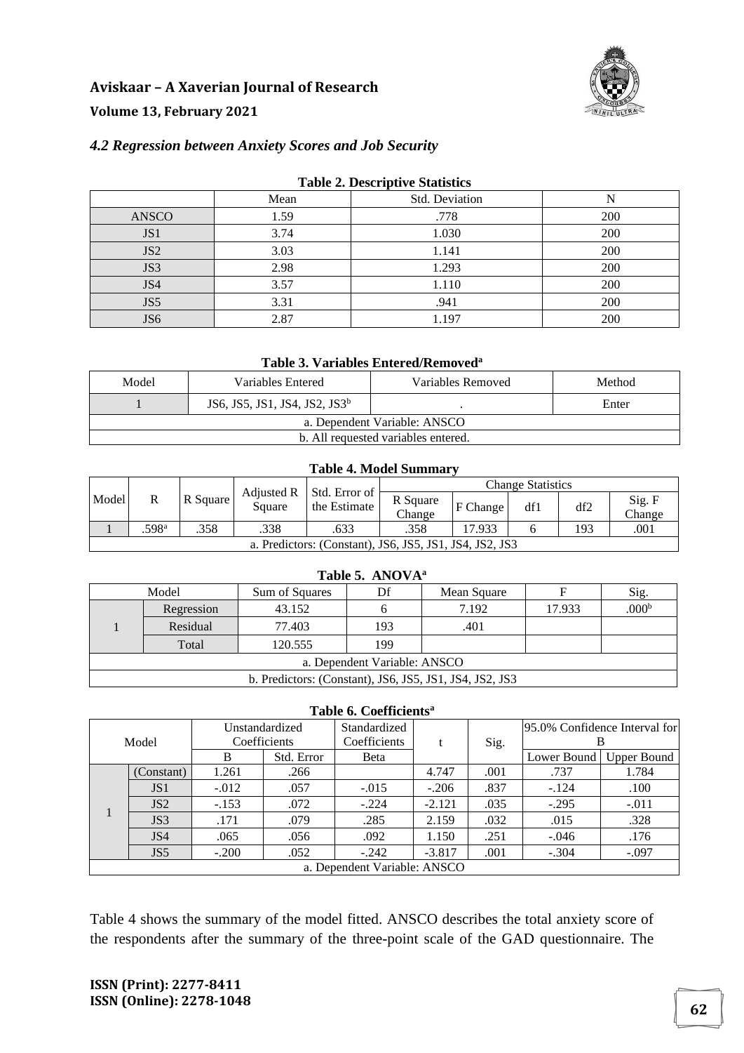### *4.2 Regression between Anxiety Scores and Job Security*

**Table 2. Descriptive Statistics**

| | Mean | Std. Deviation | N |
|---|---|---|---|
| ANSCO | 1.59 | .778 | 200 |
| JS1 | 3.74 | 1.030 | 200 |
| JS2 | 3.03 | 1.141 | 200 |
| JS3 | 2.98 | 1.293 | 200 |
| JS4 | 3.57 | 1.110 | 200 |
| JS5 | 3.31 | .941 | 200 |
| JS6 | 2.87 | 1.197 | 200 |

**Table 3. Variables Entered/Removed[a]**

| Model | Variables Entered | Variables Removed | Method |
|---|---|---|---|
| 1 | JS6, JS5, JS1, JS4, JS2, JS3[b] | . | Enter |

a. Dependent Variable: ANSCO
b. All requested variables entered.

**Table 4. Model Summary**

| Model | R | R Square | Adjusted R Square | Std. Error of the Estimate | Change Statistics | | | | |
|---|---|---|---|---|---|---|---|---|---|
| | | | | | R Square Change | F Change | df1 | df2 | Sig. F Change |
| 1 | .598[a] | .358 | .338 | .633 | .358 | 17.933 | 6 | 193 | .001 |

a. Predictors: (Constant), JS6, JS5, JS1, JS4, JS2, JS3

**Table 5. ANOVA[a]**

| Model | | Sum of Squares | Df | Mean Square | F | Sig. |
|---|---|---|---|---|---|---|
| 1 | Regression | 43.152 | 6 | 7.192 | 17.933 | .000[b] |
| | Residual | 77.403 | 193 | .401 | | |
| | Total | 120.555 | 199 | | | |

a. Dependent Variable: ANSCO
b. Predictors: (Constant), JS6, JS5, JS1, JS4, JS2, JS3

**Table 6. Coefficients[a]**

| Model | | Unstandardized Coefficients | | Standardized Coefficients | t | Sig. | 95.0% Confidence Interval for B | |
|---|---|---|---|---|---|---|---|---|
| | | B | Std. Error | Beta | | | Lower Bound | Upper Bound |
| 1 | (Constant) | 1.261 | .266 | | 4.747 | .001 | .737 | 1.784 |
| | JS1 | -.012 | .057 | -.015 | -.206 | .837 | -.124 | .100 |
| | JS2 | -.153 | .072 | -.224 | -2.121 | .035 | -.295 | -.011 |
| | JS3 | .171 | .079 | .285 | 2.159 | .032 | .015 | .328 |
| | JS4 | .065 | .056 | .092 | 1.150 | .251 | -.046 | .176 |
| | JS5 | -.200 | .052 | -.242 | -3.817 | .001 | -.304 | -.097 |

a. Dependent Variable: ANSCO

Table 4 shows the summary of the model fitted. ANSCO describes the total anxiety score of the respondents after the summary of the three-point scale of the GAD questionnaire. The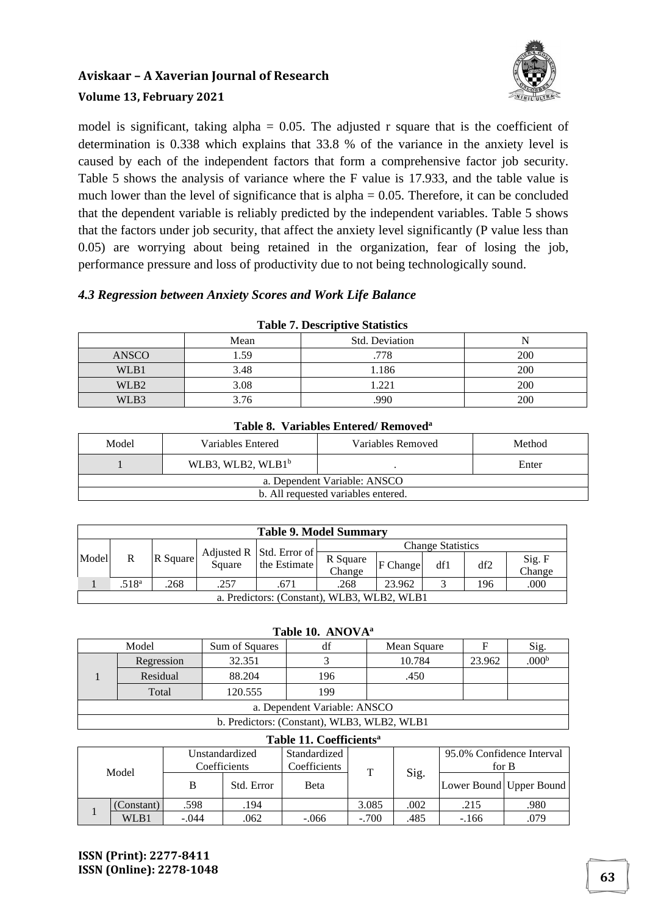model is significant, taking alpha = 0.05. The adjusted r square that is the coefficient of determination is 0.338 which explains that 33.8 % of the variance in the anxiety level is caused by each of the independent factors that form a comprehensive factor job security. Table 5 shows the analysis of variance where the F value is 17.933, and the table value is much lower than the level of significance that is alpha = 0.05. Therefore, it can be concluded that the dependent variable is reliably predicted by the independent variables. Table 5 shows that the factors under job security, that affect the anxiety level significantly (P value less than 0.05) are worrying about being retained in the organization, fear of losing the job, performance pressure and loss of productivity due to not being technologically sound.

### *4.3 Regression between Anxiety Scores and Work Life Balance*

**Table 7. Descriptive Statistics**

| | Mean | Std. Deviation | N |
|---|---|---|---|
| ANSCO | 1.59 | .778 | 200 |
| WLB1 | 3.48 | 1.186 | 200 |
| WLB2 | 3.08 | 1.221 | 200 |
| WLB3 | 3.76 | .990 | 200 |

**Table 8. Variables Entered/ Removed[a]**

| Model | Variables Entered | Variables Removed | Method |
|---|---|---|---|
| 1 | WLB3, WLB2, WLB1[b] | . | Enter |
| a. Dependent Variable: ANSCO | | | |
| b. All requested variables entered. | | | |

**Table 9. Model Summary**

| Model | R | R Square | Adjusted R Square | Std. Error of the Estimate | Change Statistics | | | | |
|---|---|---|---|---|---|---|---|---|---|
| | | | | | R Square Change | F Change | df1 | df2 | Sig. F Change |
| 1 | .518[a] | .268 | .257 | .671 | .268 | 23.962 | 3 | 196 | .000 |
| a. Predictors: (Constant), WLB3, WLB2, WLB1 | | | | | | | | | |

**Table 10. ANOVA[a]**

| Model | | Sum of Squares | df | Mean Square | F | Sig. |
|---|---|---|---|---|---|---|
| 1 | Regression | 32.351 | 3 | 10.784 | 23.962 | .000[b] |
| | Residual | 88.204 | 196 | .450 | | |
| | Total | 120.555 | 199 | | | |
| a. Dependent Variable: ANSCO | | | | | | |
| b. Predictors: (Constant), WLB3, WLB2, WLB1 | | | | | | |

**Table 11. Coefficients[a]**

| Model | | Unstandardized Coefficients | | Standardized Coefficients | T | Sig. | 95.0% Confidence Interval for B | |
|---|---|---|---|---|---|---|---|---|
| | | B | Std. Error | Beta | | | Lower Bound | Upper Bound |
| 1 | (Constant) | .598 | .194 | | 3.085 | .002 | .215 | .980 |
| | WLB1 | -.044 | .062 | -.066 | -.700 | .485 | -.166 | .079 |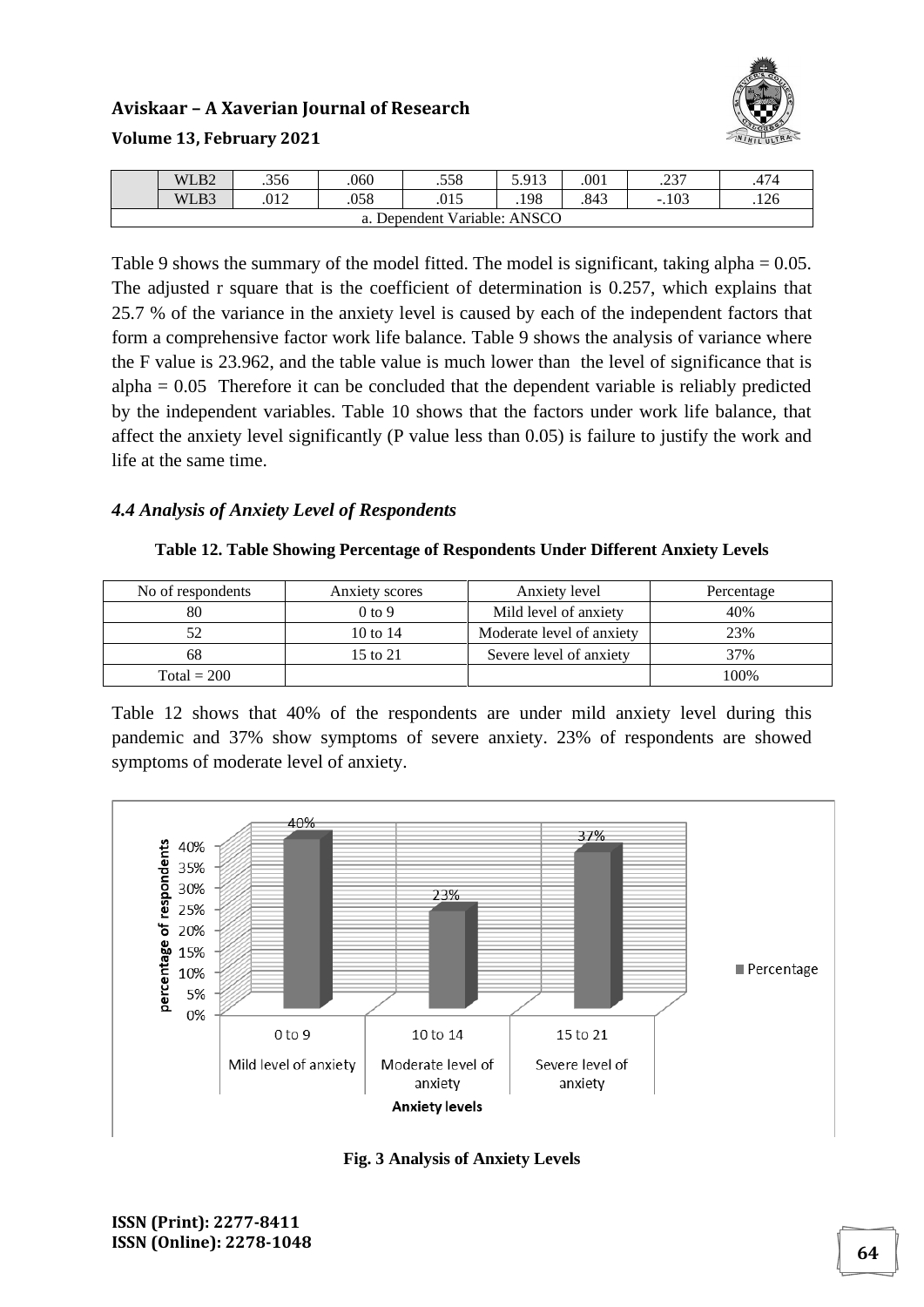|  | WLB2 | .356 | .060 | .558 | 5.913 | .001 | .237 | .474 |
|---|---|---|---|---|---|---|---|---|
|  | WLB3 | .012 | .058 | .015 | .198 | .843 | -.103 | .126 |
| a. Dependent Variable: ANSCO | | | | | | | | |

Table 9 shows the summary of the model fitted. The model is significant, taking alpha = 0.05. The adjusted r square that is the coefficient of determination is 0.257, which explains that 25.7 % of the variance in the anxiety level is caused by each of the independent factors that form a comprehensive factor work life balance. Table 9 shows the analysis of variance where the F value is 23.962, and the table value is much lower than the level of significance that is alpha = 0.05 Therefore it can be concluded that the dependent variable is reliably predicted by the independent variables. Table 10 shows that the factors under work life balance, that affect the anxiety level significantly (P value less than 0.05) is failure to justify the work and life at the same time.

### *4.4 Analysis of Anxiety Level of Respondents*

**Table 12. Table Showing Percentage of Respondents Under Different Anxiety Levels**

| No of respondents | Anxiety scores | Anxiety level | Percentage |
|---|---|---|---|
| 80 | 0 to 9 | Mild level of anxiety | 40% |
| 52 | 10 to 14 | Moderate level of anxiety | 23% |
| 68 | 15 to 21 | Severe level of anxiety | 37% |
| Total = 200 | | | 100% |

Table 12 shows that 40% of the respondents are under mild anxiety level during this pandemic and 37% show symptoms of severe anxiety. 23% of respondents are showed symptoms of moderate level of anxiety.

**Fig. 3 Analysis of Anxiety Levels**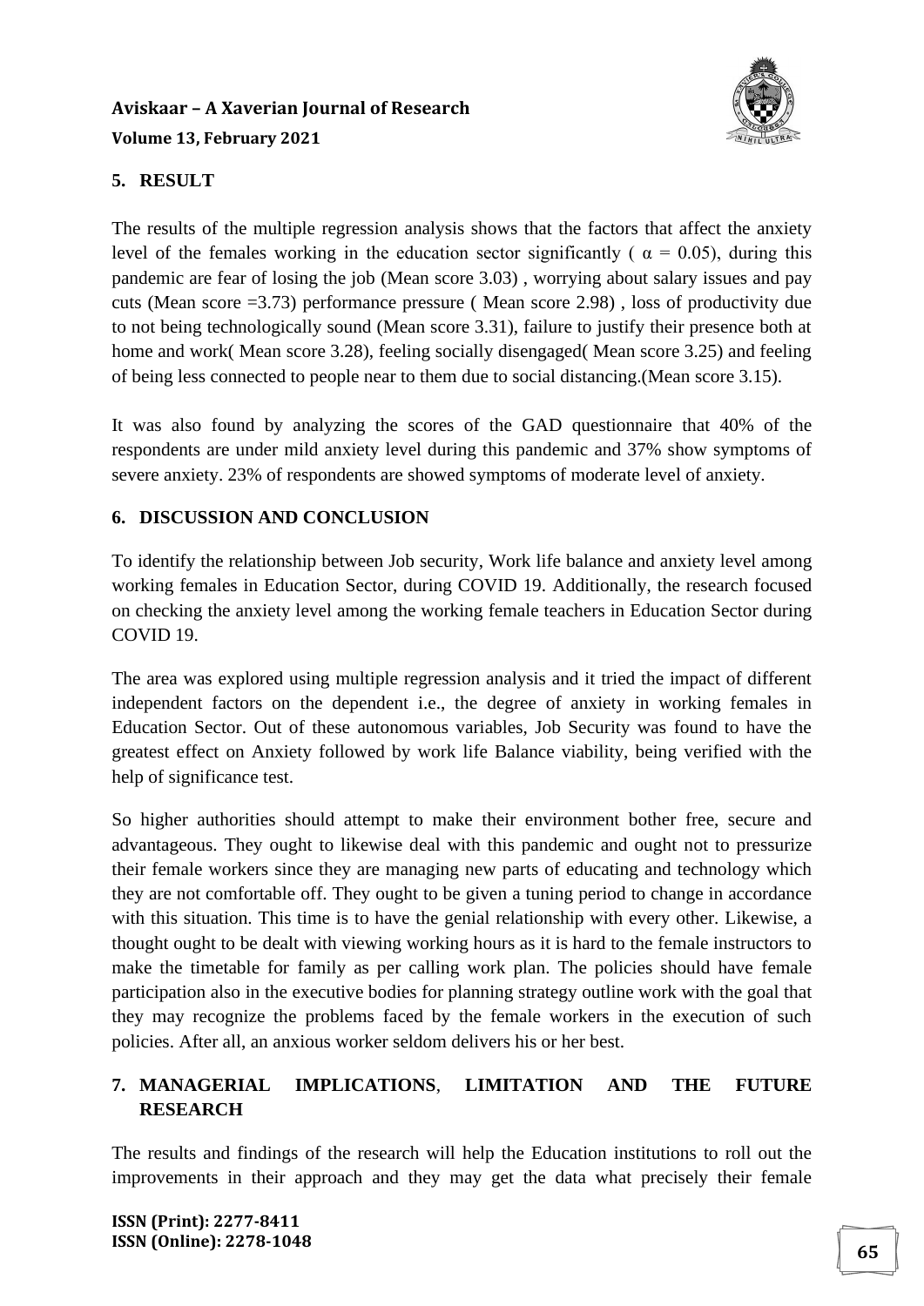## 5. RESULT

The results of the multiple regression analysis shows that the factors that affect the anxiety level of the females working in the education sector significantly ( $\alpha = 0.05$), during this pandemic are fear of losing the job (Mean score 3.03) , worrying about salary issues and pay cuts (Mean score =3.73) performance pressure ( Mean score 2.98) , loss of productivity due to not being technologically sound (Mean score 3.31), failure to justify their presence both at home and work( Mean score 3.28), feeling socially disengaged( Mean score 3.25) and feeling of being less connected to people near to them due to social distancing.(Mean score 3.15).

It was also found by analyzing the scores of the GAD questionnaire that 40% of the respondents are under mild anxiety level during this pandemic and 37% show symptoms of severe anxiety. 23% of respondents are showed symptoms of moderate level of anxiety.

## 6. DISCUSSION AND CONCLUSION

To identify the relationship between Job security, Work life balance and anxiety level among working females in Education Sector, during COVID 19. Additionally, the research focused on checking the anxiety level among the working female teachers in Education Sector during COVID 19.

The area was explored using multiple regression analysis and it tried the impact of different independent factors on the dependent i.e., the degree of anxiety in working females in Education Sector. Out of these autonomous variables, Job Security was found to have the greatest effect on Anxiety followed by work life Balance viability, being verified with the help of significance test.

So higher authorities should attempt to make their environment bother free, secure and advantageous. They ought to likewise deal with this pandemic and ought not to pressurize their female workers since they are managing new parts of educating and technology which they are not comfortable off. They ought to be given a tuning period to change in accordance with this situation. This time is to have the genial relationship with every other. Likewise, a thought ought to be dealt with viewing working hours as it is hard to the female instructors to make the timetable for family as per calling work plan. The policies should have female participation also in the executive bodies for planning strategy outline work with the goal that they may recognize the problems faced by the female workers in the execution of such policies. After all, an anxious worker seldom delivers his or her best.

## 7. MANAGERIAL IMPLICATIONS, LIMITATION AND THE FUTURE RESEARCH

The results and findings of the research will help the Education institutions to roll out the improvements in their approach and they may get the data what precisely their female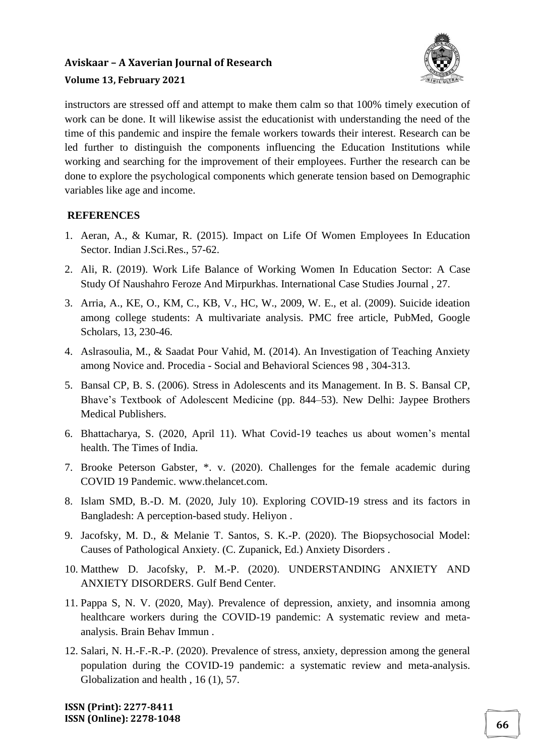instructors are stressed off and attempt to make them calm so that 100% timely execution of work can be done. It will likewise assist the educationist with understanding the need of the time of this pandemic and inspire the female workers towards their interest. Research can be led further to distinguish the components influencing the Education Institutions while working and searching for the improvement of their employees. Further the research can be done to explore the psychological components which generate tension based on Demographic variables like age and income.

## REFERENCES

1. Aeran, A., & Kumar, R. (2015). Impact on Life Of Women Employees In Education Sector. Indian J.Sci.Res., 57-62.
2. Ali, R. (2019). Work Life Balance of Working Women In Education Sector: A Case Study Of Naushahro Feroze And Mirpurkhas. International Case Studies Journal , 27.
3. Arria, A., KE, O., KM, C., KB, V., HC, W., 2009, W. E., et al. (2009). Suicide ideation among college students: A multivariate analysis. PMC free article, PubMed, Google Scholars, 13, 230-46.
4. Aslrasoulia, M., & Saadat Pour Vahid, M. (2014). An Investigation of Teaching Anxiety among Novice and. Procedia - Social and Behavioral Sciences 98 , 304-313.
5. Bansal CP, B. S. (2006). Stress in Adolescents and its Management. In B. S. Bansal CP, Bhave's Textbook of Adolescent Medicine (pp. 844–53). New Delhi: Jaypee Brothers Medical Publishers.
6. Bhattacharya, S. (2020, April 11). What Covid-19 teaches us about women's mental health. The Times of India.
7. Brooke Peterson Gabster, *. v. (2020). Challenges for the female academic during COVID 19 Pandemic. www.thelancet.com.
8. Islam SMD, B.-D. M. (2020, July 10). Exploring COVID-19 stress and its factors in Bangladesh: A perception-based study. Heliyon .
9. Jacofsky, M. D., & Melanie T. Santos, S. K.-P. (2020). The Biopsychosocial Model: Causes of Pathological Anxiety. (C. Zupanick, Ed.) Anxiety Disorders .
10. Matthew D. Jacofsky, P. M.-P. (2020). UNDERSTANDING ANXIETY AND ANXIETY DISORDERS. Gulf Bend Center.
11. Pappa S, N. V. (2020, May). Prevalence of depression, anxiety, and insomnia among healthcare workers during the COVID-19 pandemic: A systematic review and meta-analysis. Brain Behav Immun .
12. Salari, N. H.-F.-R.-P. (2020). Prevalence of stress, anxiety, depression among the general population during the COVID-19 pandemic: a systematic review and meta-analysis. Globalization and health , 16 (1), 57.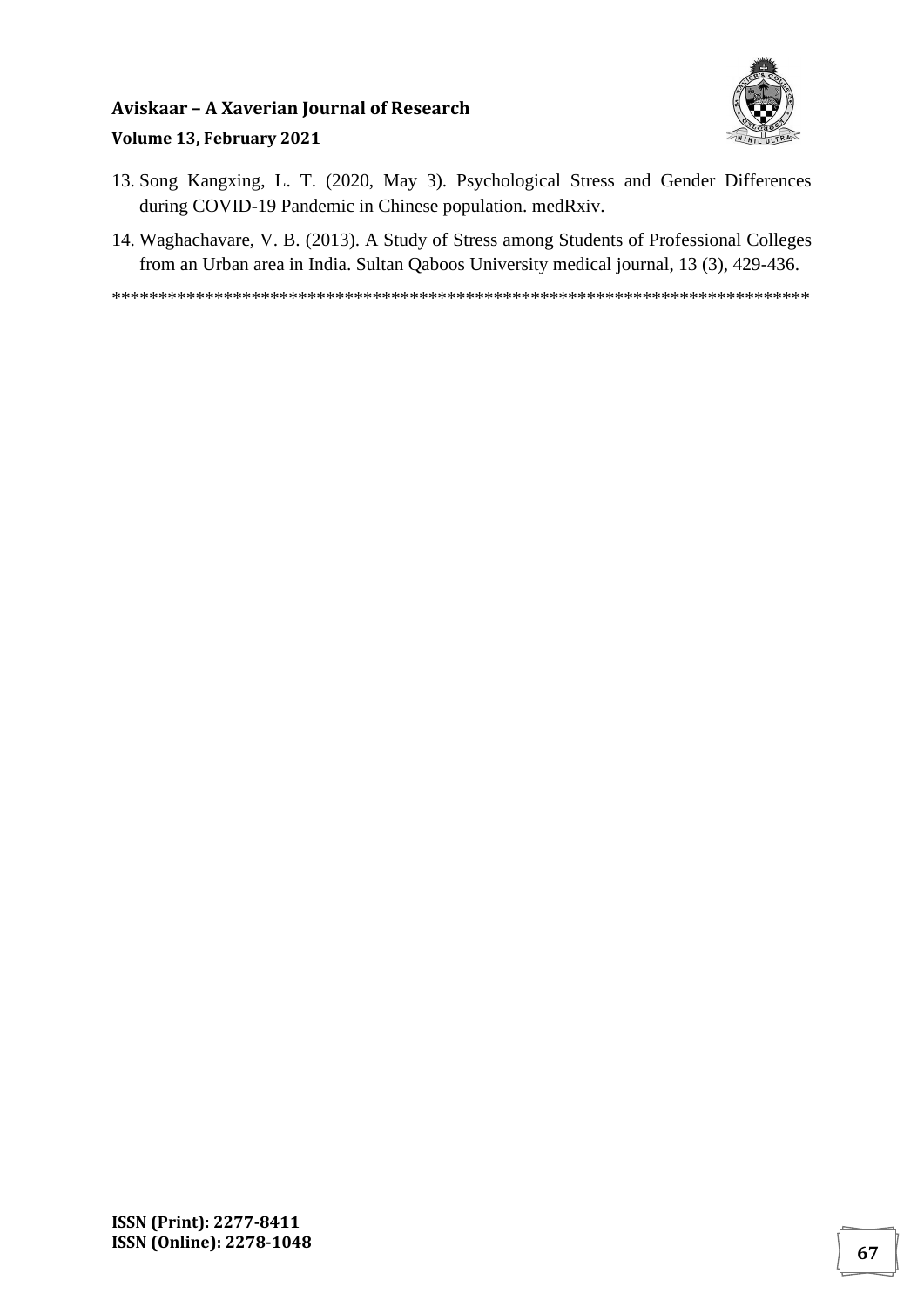13. Song Kangxing, L. T. (2020, May 3). Psychological Stress and Gender Differences during COVID-19 Pandemic in Chinese population. medRxiv.
14. Waghachavare, V. B. (2013). A Study of Stress among Students of Professional Colleges from an Urban area in India. Sultan Qaboos University medical journal, 13 (3), 429-436.

*****************************************************************************